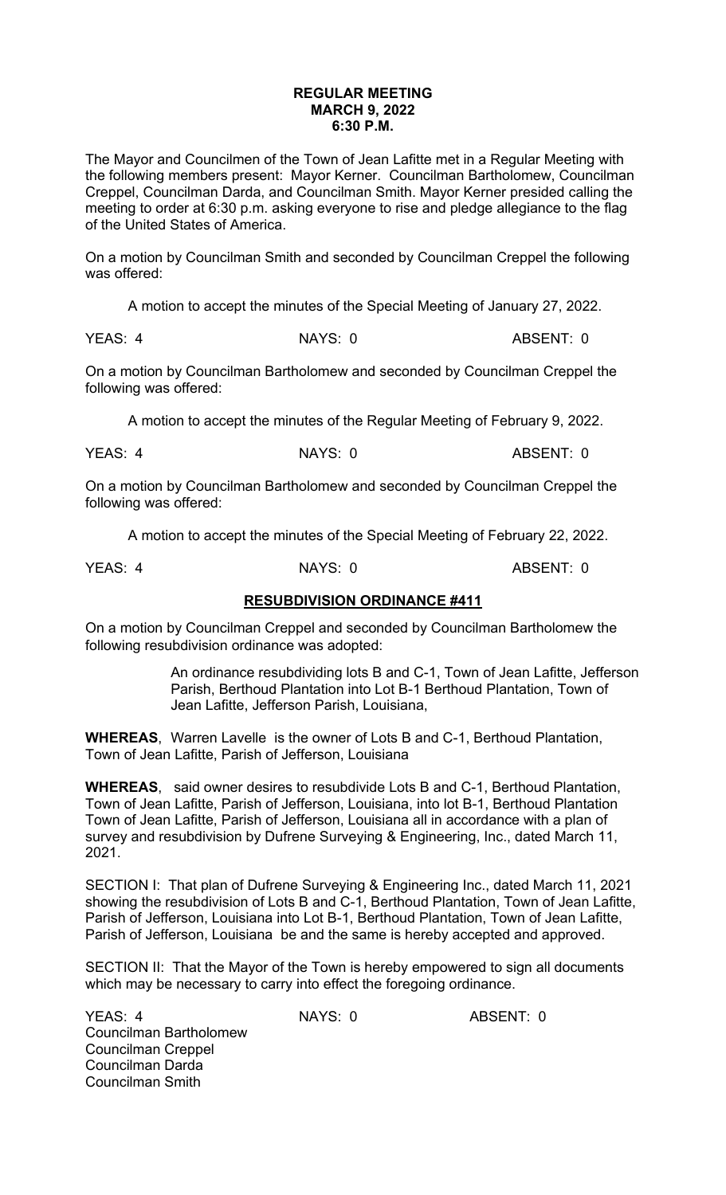**REGULAR MEETING**
**MARCH 9, 2022**
**6:30 P.M.**

The Mayor and Councilmen of the Town of Jean Lafitte met in a Regular Meeting with the following members present: Mayor Kerner. Councilman Bartholomew, Councilman Creppel, Councilman Darda, and Councilman Smith. Mayor Kerner presided calling the meeting to order at 6:30 p.m. asking everyone to rise and pledge allegiance to the flag of the United States of America.

On a motion by Councilman Smith and seconded by Councilman Creppel the following was offered:

A motion to accept the minutes of the Special Meeting of January 27, 2022.

YEAS: 4 NAYS: 0 ABSENT: 0

On a motion by Councilman Bartholomew and seconded by Councilman Creppel the following was offered:

A motion to accept the minutes of the Regular Meeting of February 9, 2022.

YEAS: 4 NAYS: 0 ABSENT: 0

On a motion by Councilman Bartholomew and seconded by Councilman Creppel the following was offered:

A motion to accept the minutes of the Special Meeting of February 22, 2022.

YEAS: 4 NAYS: 0 ABSENT: 0

**RESUBDIVISION ORDINANCE #411**

On a motion by Councilman Creppel and seconded by Councilman Bartholomew the following resubdivision ordinance was adopted:

> An ordinance resubdividing lots B and C-1, Town of Jean Lafitte, Jefferson Parish, Berthoud Plantation into Lot B-1 Berthoud Plantation, Town of Jean Lafitte, Jefferson Parish, Louisiana,

**WHEREAS**, Warren Lavelle is the owner of Lots B and C-1, Berthoud Plantation, Town of Jean Lafitte, Parish of Jefferson, Louisiana

**WHEREAS**, said owner desires to resubdivide Lots B and C-1, Berthoud Plantation, Town of Jean Lafitte, Parish of Jefferson, Louisiana, into lot B-1, Berthoud Plantation Town of Jean Lafitte, Parish of Jefferson, Louisiana all in accordance with a plan of survey and resubdivision by Dufrene Surveying & Engineering, Inc., dated March 11, 2021.

SECTION I: That plan of Dufrene Surveying & Engineering Inc., dated March 11, 2021 showing the resubdivision of Lots B and C-1, Berthoud Plantation, Town of Jean Lafitte, Parish of Jefferson, Louisiana into Lot B-1, Berthoud Plantation, Town of Jean Lafitte, Parish of Jefferson, Louisiana be and the same is hereby accepted and approved.

SECTION II: That the Mayor of the Town is hereby empowered to sign all documents which may be necessary to carry into effect the foregoing ordinance.

YEAS: 4 NAYS: 0 ABSENT: 0

Councilman Bartholomew
Councilman Creppel
Councilman Darda
Councilman Smith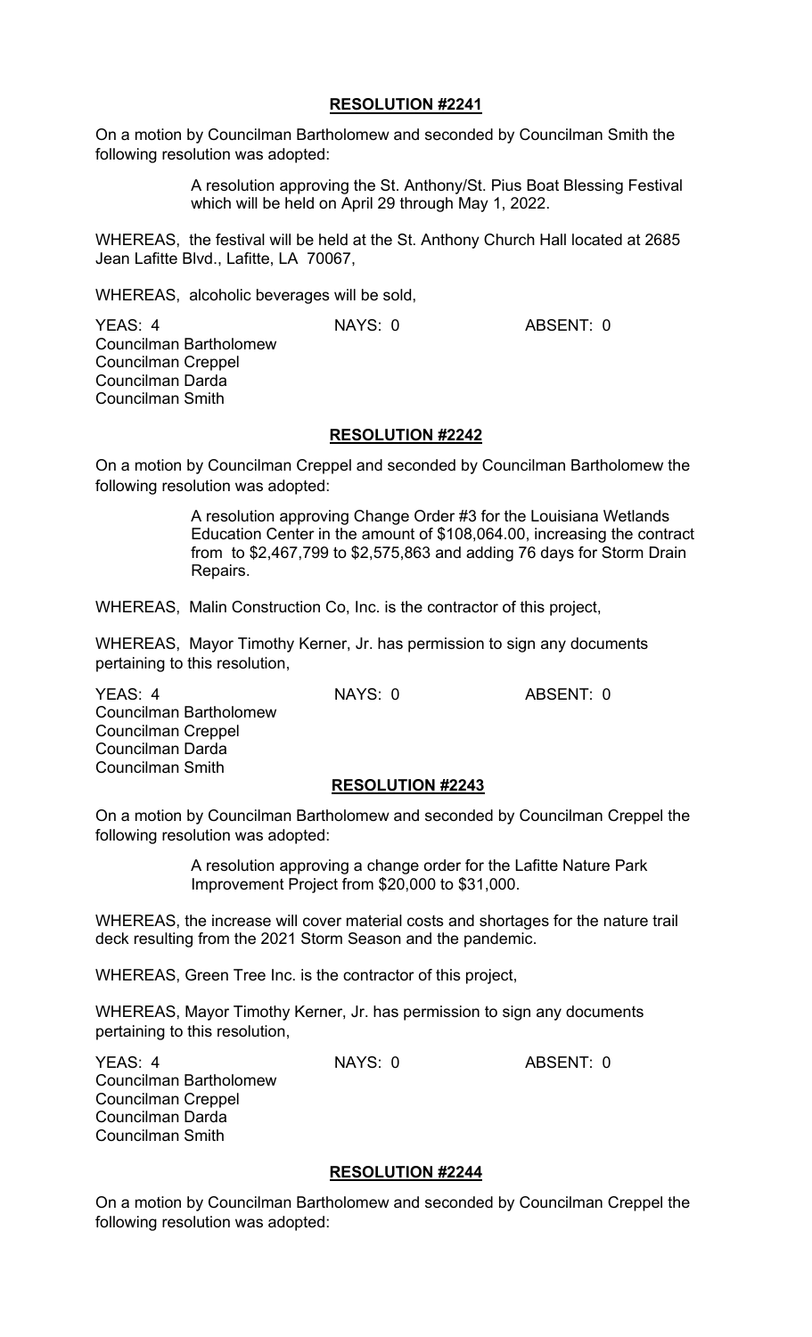**RESOLUTION #2241**

On a motion by Councilman Bartholomew and seconded by Councilman Smith the following resolution was adopted:

> A resolution approving the St. Anthony/St. Pius Boat Blessing Festival which will be held on April 29 through May 1, 2022.

WHEREAS, the festival will be held at the St. Anthony Church Hall located at 2685 Jean Lafitte Blvd., Lafitte, LA 70067,

WHEREAS, alcoholic beverages will be sold,

YEAS: 4 NAYS: 0 ABSENT: 0
Councilman Bartholomew
Councilman Creppel
Councilman Darda
Councilman Smith

**RESOLUTION #2242**

On a motion by Councilman Creppel and seconded by Councilman Bartholomew the following resolution was adopted:

> A resolution approving Change Order #3 for the Louisiana Wetlands Education Center in the amount of $108,064.00, increasing the contract from to $2,467,799 to $2,575,863 and adding 76 days for Storm Drain Repairs.

WHEREAS, Malin Construction Co, Inc. is the contractor of this project,

WHEREAS, Mayor Timothy Kerner, Jr. has permission to sign any documents pertaining to this resolution,

YEAS: 4 NAYS: 0 ABSENT: 0
Councilman Bartholomew
Councilman Creppel
Councilman Darda
Councilman Smith

**RESOLUTION #2243**

On a motion by Councilman Bartholomew and seconded by Councilman Creppel the following resolution was adopted:

> A resolution approving a change order for the Lafitte Nature Park Improvement Project from $20,000 to $31,000.

WHEREAS, the increase will cover material costs and shortages for the nature trail deck resulting from the 2021 Storm Season and the pandemic.

WHEREAS, Green Tree Inc. is the contractor of this project,

WHEREAS, Mayor Timothy Kerner, Jr. has permission to sign any documents pertaining to this resolution,

YEAS: 4 NAYS: 0 ABSENT: 0
Councilman Bartholomew
Councilman Creppel
Councilman Darda
Councilman Smith

**RESOLUTION #2244**

On a motion by Councilman Bartholomew and seconded by Councilman Creppel the following resolution was adopted: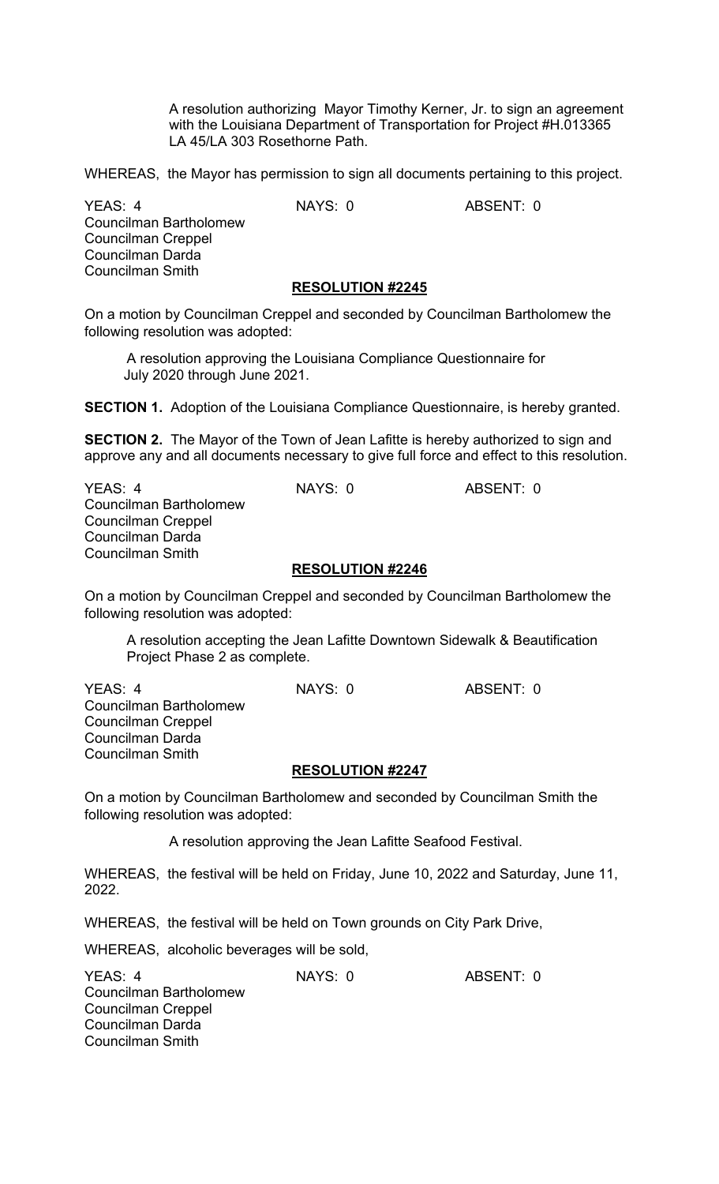A resolution authorizing Mayor Timothy Kerner, Jr. to sign an agreement with the Louisiana Department of Transportation for Project #H.013365 LA 45/LA 303 Rosethorne Path.

WHEREAS, the Mayor has permission to sign all documents pertaining to this project.

YEAS: 4 NAYS: 0 ABSENT: 0
Councilman Bartholomew
Councilman Creppel
Councilman Darda
Councilman Smith

**RESOLUTION #2245**

On a motion by Councilman Creppel and seconded by Councilman Bartholomew the following resolution was adopted:

A resolution approving the Louisiana Compliance Questionnaire for July 2020 through June 2021.

**SECTION 1.** Adoption of the Louisiana Compliance Questionnaire, is hereby granted.

**SECTION 2.** The Mayor of the Town of Jean Lafitte is hereby authorized to sign and approve any and all documents necessary to give full force and effect to this resolution.

YEAS: 4 NAYS: 0 ABSENT: 0
Councilman Bartholomew
Councilman Creppel
Councilman Darda
Councilman Smith

**RESOLUTION #2246**

On a motion by Councilman Creppel and seconded by Councilman Bartholomew the following resolution was adopted:

A resolution accepting the Jean Lafitte Downtown Sidewalk & Beautification Project Phase 2 as complete.

YEAS: 4 NAYS: 0 ABSENT: 0
Councilman Bartholomew
Councilman Creppel
Councilman Darda
Councilman Smith

**RESOLUTION #2247**

On a motion by Councilman Bartholomew and seconded by Councilman Smith the following resolution was adopted:

A resolution approving the Jean Lafitte Seafood Festival.

WHEREAS, the festival will be held on Friday, June 10, 2022 and Saturday, June 11, 2022.

WHEREAS, the festival will be held on Town grounds on City Park Drive,

WHEREAS, alcoholic beverages will be sold,

YEAS: 4 NAYS: 0 ABSENT: 0
Councilman Bartholomew
Councilman Creppel
Councilman Darda
Councilman Smith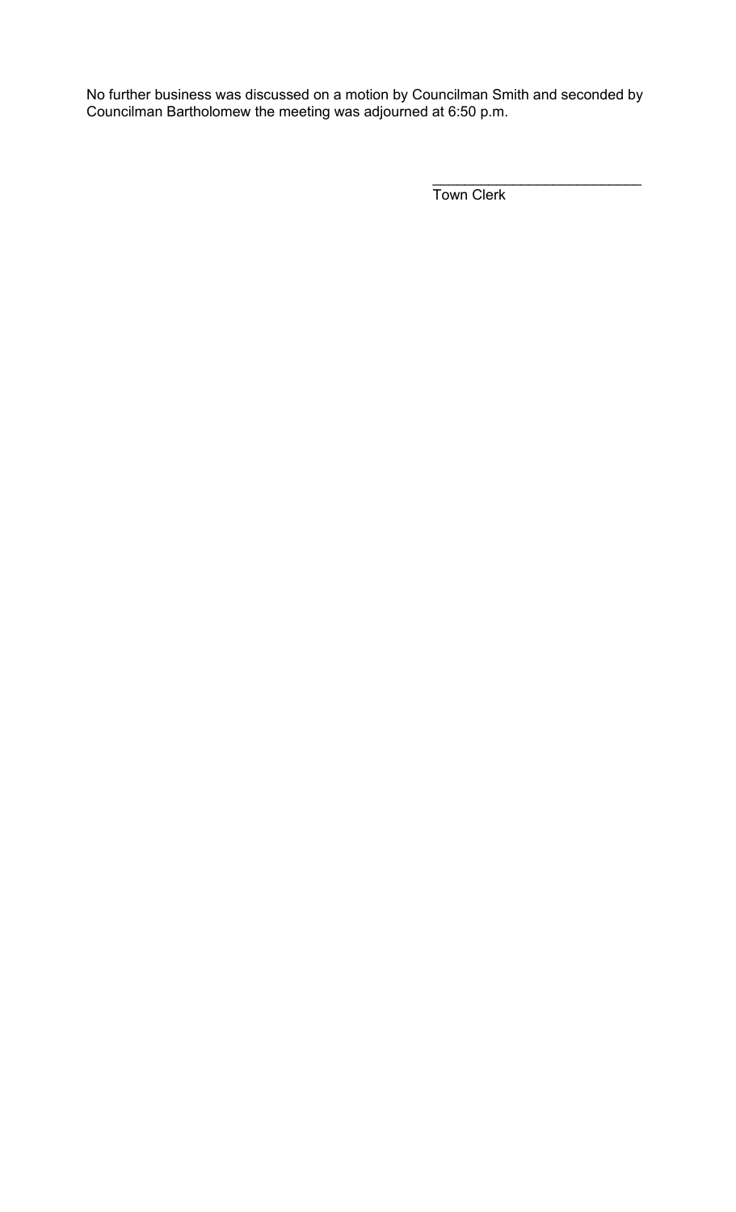No further business was discussed on a motion by Councilman Smith and seconded by Councilman Bartholomew the meeting was adjourned at 6:50 p.m.

\_\_\_\_\_\_\_\_\_\_\_\_\_\_\_\_\_\_\_\_\_\_\_\_\_\_\_

Town Clerk